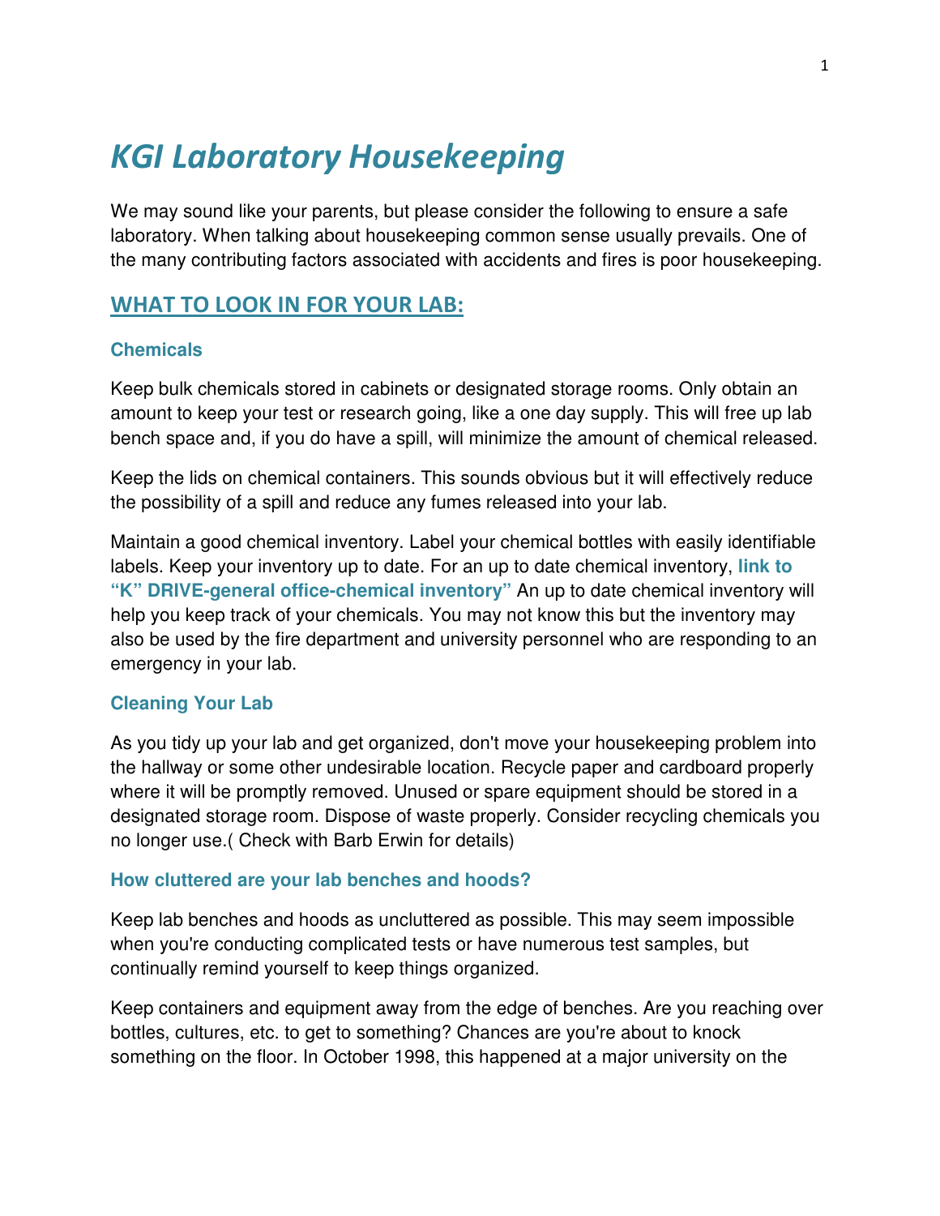# *KGI Laboratory Housekeeping*

We may sound like your parents, but please consider the following to ensure a safe laboratory. When talking about housekeeping common sense usually prevails. One of the many contributing factors associated with accidents and fires is poor housekeeping.

## WHAT TO LOOK IN FOR YOUR LAB:

### Chemicals

Keep bulk chemicals stored in cabinets or designated storage rooms. Only obtain an amount to keep your test or research going, like a one day supply. This will free up lab bench space and, if you do have a spill, will minimize the amount of chemical released.

Keep the lids on chemical containers. This sounds obvious but it will effectively reduce the possibility of a spill and reduce any fumes released into your lab.

Maintain a good chemical inventory. Label your chemical bottles with easily identifiable labels. Keep your inventory up to date. For an up to date chemical inventory, **link to "K" DRIVE-general office-chemical inventory"** An up to date chemical inventory will help you keep track of your chemicals. You may not know this but the inventory may also be used by the fire department and university personnel who are responding to an emergency in your lab.

### Cleaning Your Lab

As you tidy up your lab and get organized, don't move your housekeeping problem into the hallway or some other undesirable location. Recycle paper and cardboard properly where it will be promptly removed. Unused or spare equipment should be stored in a designated storage room. Dispose of waste properly. Consider recycling chemicals you no longer use.( Check with Barb Erwin for details)

### How cluttered are your lab benches and hoods?

Keep lab benches and hoods as uncluttered as possible. This may seem impossible when you're conducting complicated tests or have numerous test samples, but continually remind yourself to keep things organized.

Keep containers and equipment away from the edge of benches. Are you reaching over bottles, cultures, etc. to get to something? Chances are you're about to knock something on the floor. In October 1998, this happened at a major university on the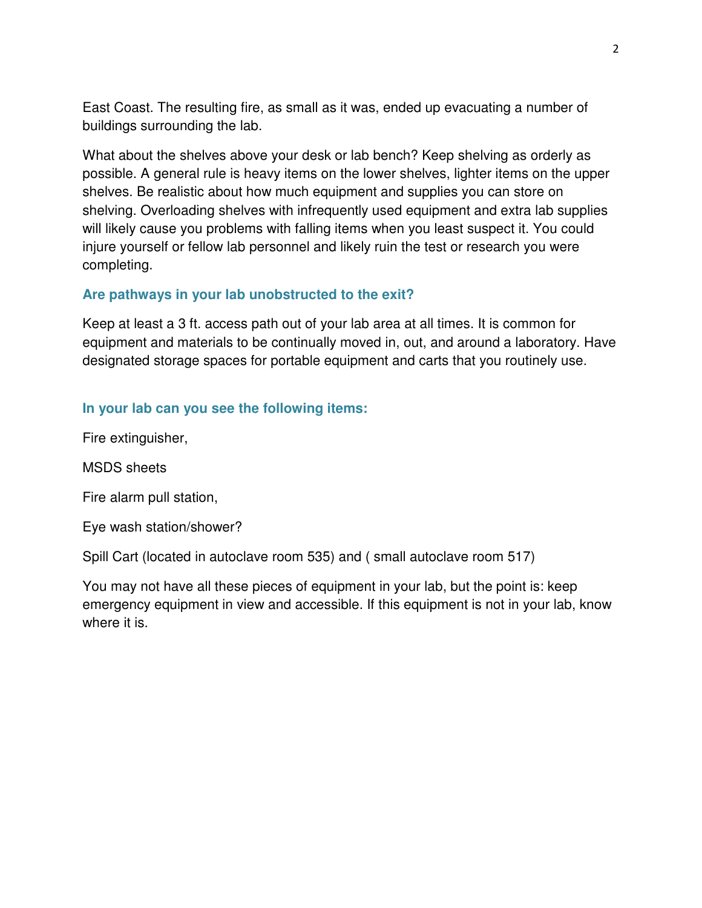East Coast. The resulting fire, as small as it was, ended up evacuating a number of buildings surrounding the lab.

What about the shelves above your desk or lab bench? Keep shelving as orderly as possible. A general rule is heavy items on the lower shelves, lighter items on the upper shelves. Be realistic about how much equipment and supplies you can store on shelving. Overloading shelves with infrequently used equipment and extra lab supplies will likely cause you problems with falling items when you least suspect it. You could injure yourself or fellow lab personnel and likely ruin the test or research you were completing.

### Are pathways in your lab unobstructed to the exit?

Keep at least a 3 ft. access path out of your lab area at all times. It is common for equipment and materials to be continually moved in, out, and around a laboratory. Have designated storage spaces for portable equipment and carts that you routinely use.

### In your lab can you see the following items:

Fire extinguisher,

MSDS sheets

Fire alarm pull station,

Eye wash station/shower?

Spill Cart (located in autoclave room 535) and ( small autoclave room 517)

You may not have all these pieces of equipment in your lab, but the point is: keep emergency equipment in view and accessible. If this equipment is not in your lab, know where it is.